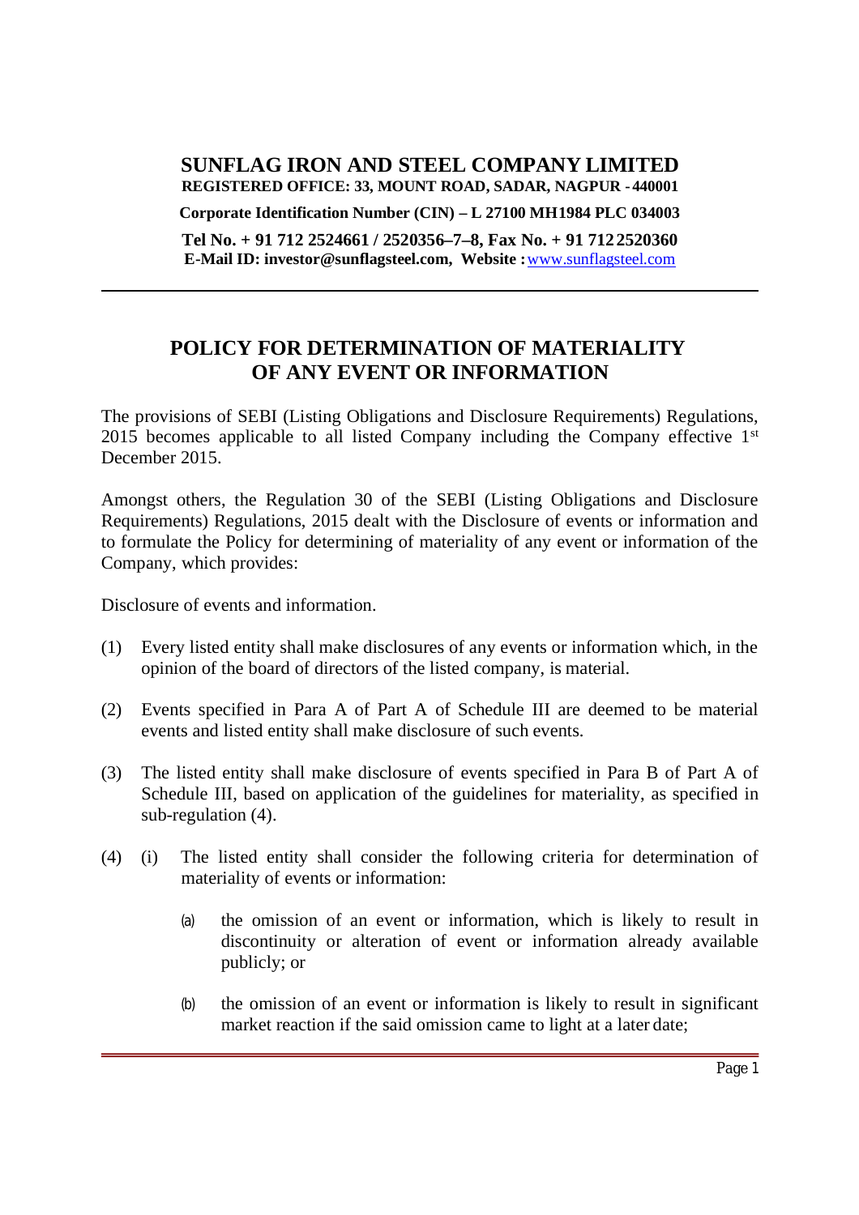# SUNFLAG IRON AND STEEL COMPANY LIMITED

**REGISTERED OFFICE: 33, MOUNT ROAD, SADAR, NAGPUR - 440001**

**Corporate Identification Number (CIN) – L 27100 MH1984 PLC 034003**

**Tel No. + 91 712 2524661 / 2520356–7–8, Fax No. + 91 712 2520360**
**E-Mail ID: investor@sunflagsteel.com, Website :** www.sunflagsteel.com

---

## POLICY FOR DETERMINATION OF MATERIALITY OF ANY EVENT OR INFORMATION

The provisions of SEBI (Listing Obligations and Disclosure Requirements) Regulations, 2015 becomes applicable to all listed Company including the Company effective 1st December 2015.

Amongst others, the Regulation 30 of the SEBI (Listing Obligations and Disclosure Requirements) Regulations, 2015 dealt with the Disclosure of events or information and to formulate the Policy for determining of materiality of any event or information of the Company, which provides:

Disclosure of events and information.

(1) Every listed entity shall make disclosures of any events or information which, in the opinion of the board of directors of the listed company, is material.

(2) Events specified in Para A of Part A of Schedule III are deemed to be material events and listed entity shall make disclosure of such events.

(3) The listed entity shall make disclosure of events specified in Para B of Part A of Schedule III, based on application of the guidelines for materiality, as specified in sub-regulation (4).

(4) (i) The listed entity shall consider the following criteria for determination of materiality of events or information:

(a) the omission of an event or information, which is likely to result in discontinuity or alteration of event or information already available publicly; or

(b) the omission of an event or information is likely to result in significant market reaction if the said omission came to light at a later date;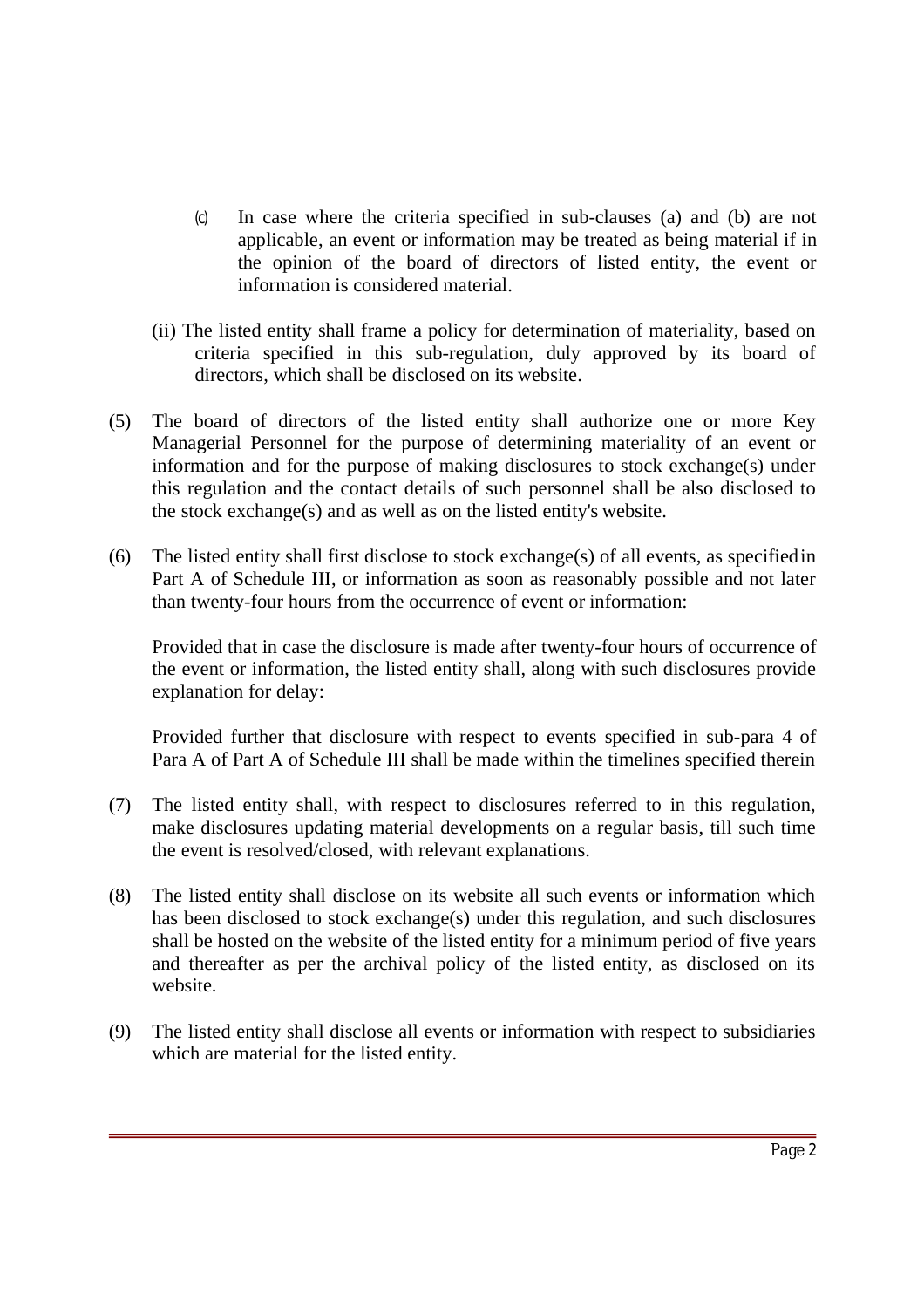(c) In case where the criteria specified in sub-clauses (a) and (b) are not applicable, an event or information may be treated as being material if in the opinion of the board of directors of listed entity, the event or information is considered material.

(ii) The listed entity shall frame a policy for determination of materiality, based on criteria specified in this sub-regulation, duly approved by its board of directors, which shall be disclosed on its website.

(5) The board of directors of the listed entity shall authorize one or more Key Managerial Personnel for the purpose of determining materiality of an event or information and for the purpose of making disclosures to stock exchange(s) under this regulation and the contact details of such personnel shall be also disclosed to the stock exchange(s) and as well as on the listed entity's website.

(6) The listed entity shall first disclose to stock exchange(s) of all events, as specified in Part A of Schedule III, or information as soon as reasonably possible and not later than twenty-four hours from the occurrence of event or information:

Provided that in case the disclosure is made after twenty-four hours of occurrence of the event or information, the listed entity shall, along with such disclosures provide explanation for delay:

Provided further that disclosure with respect to events specified in sub-para 4 of Para A of Part A of Schedule III shall be made within the timelines specified therein

(7) The listed entity shall, with respect to disclosures referred to in this regulation, make disclosures updating material developments on a regular basis, till such time the event is resolved/closed, with relevant explanations.

(8) The listed entity shall disclose on its website all such events or information which has been disclosed to stock exchange(s) under this regulation, and such disclosures shall be hosted on the website of the listed entity for a minimum period of five years and thereafter as per the archival policy of the listed entity, as disclosed on its website.

(9) The listed entity shall disclose all events or information with respect to subsidiaries which are material for the listed entity.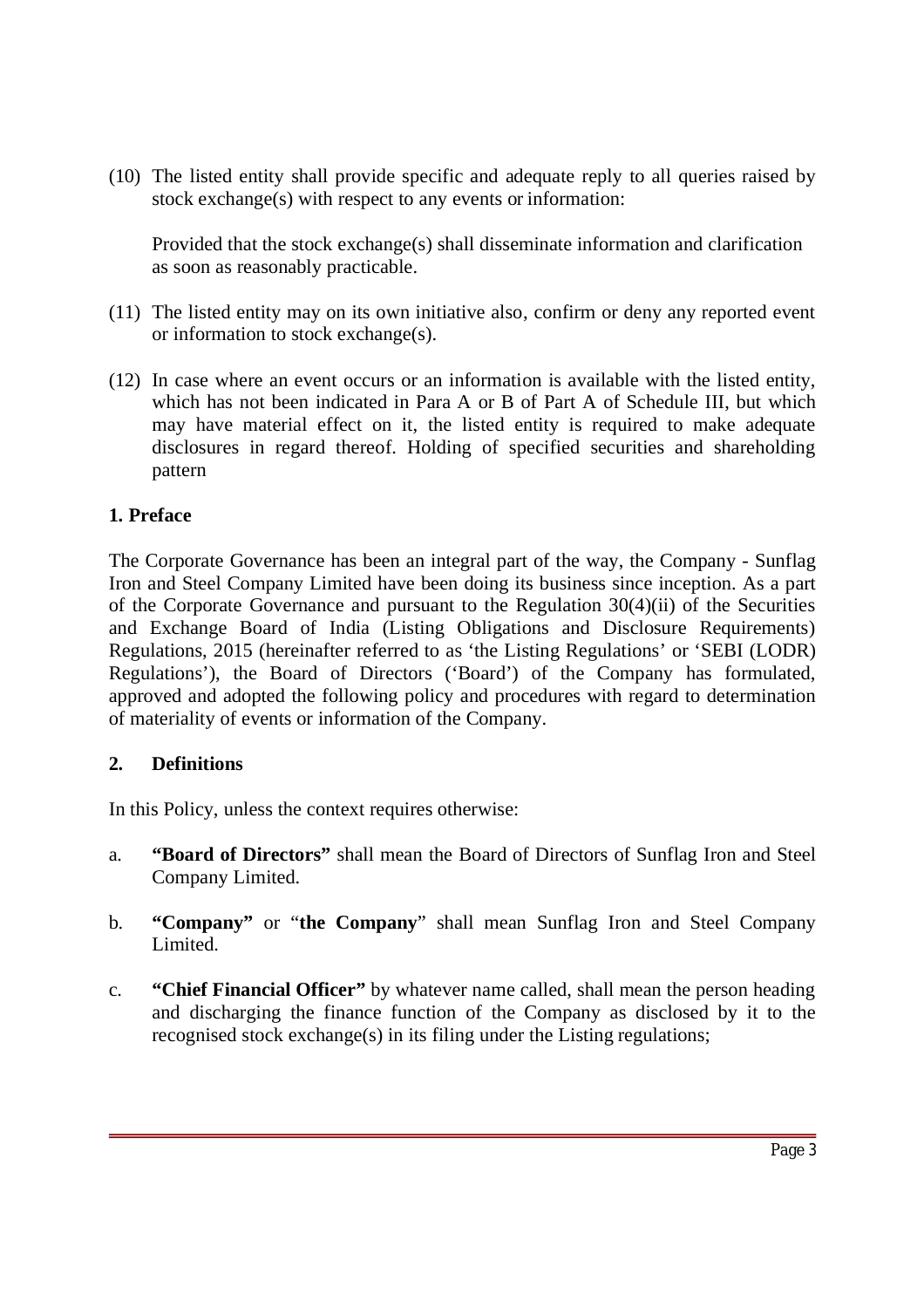(10) The listed entity shall provide specific and adequate reply to all queries raised by stock exchange(s) with respect to any events or information:

Provided that the stock exchange(s) shall disseminate information and clarification as soon as reasonably practicable.

(11) The listed entity may on its own initiative also, confirm or deny any reported event or information to stock exchange(s).

(12) In case where an event occurs or an information is available with the listed entity, which has not been indicated in Para A or B of Part A of Schedule III, but which may have material effect on it, the listed entity is required to make adequate disclosures in regard thereof. Holding of specified securities and shareholding pattern

## 1. Preface

The Corporate Governance has been an integral part of the way, the Company - Sunflag Iron and Steel Company Limited have been doing its business since inception. As a part of the Corporate Governance and pursuant to the Regulation 30(4)(ii) of the Securities and Exchange Board of India (Listing Obligations and Disclosure Requirements) Regulations, 2015 (hereinafter referred to as 'the Listing Regulations' or 'SEBI (LODR) Regulations'), the Board of Directors ('Board') of the Company has formulated, approved and adopted the following policy and procedures with regard to determination of materiality of events or information of the Company.

## 2. Definitions

In this Policy, unless the context requires otherwise:

a. **"Board of Directors"** shall mean the Board of Directors of Sunflag Iron and Steel Company Limited.

b. **"Company"** or "**the Company**" shall mean Sunflag Iron and Steel Company Limited.

c. **"Chief Financial Officer"** by whatever name called, shall mean the person heading and discharging the finance function of the Company as disclosed by it to the recognised stock exchange(s) in its filing under the Listing regulations;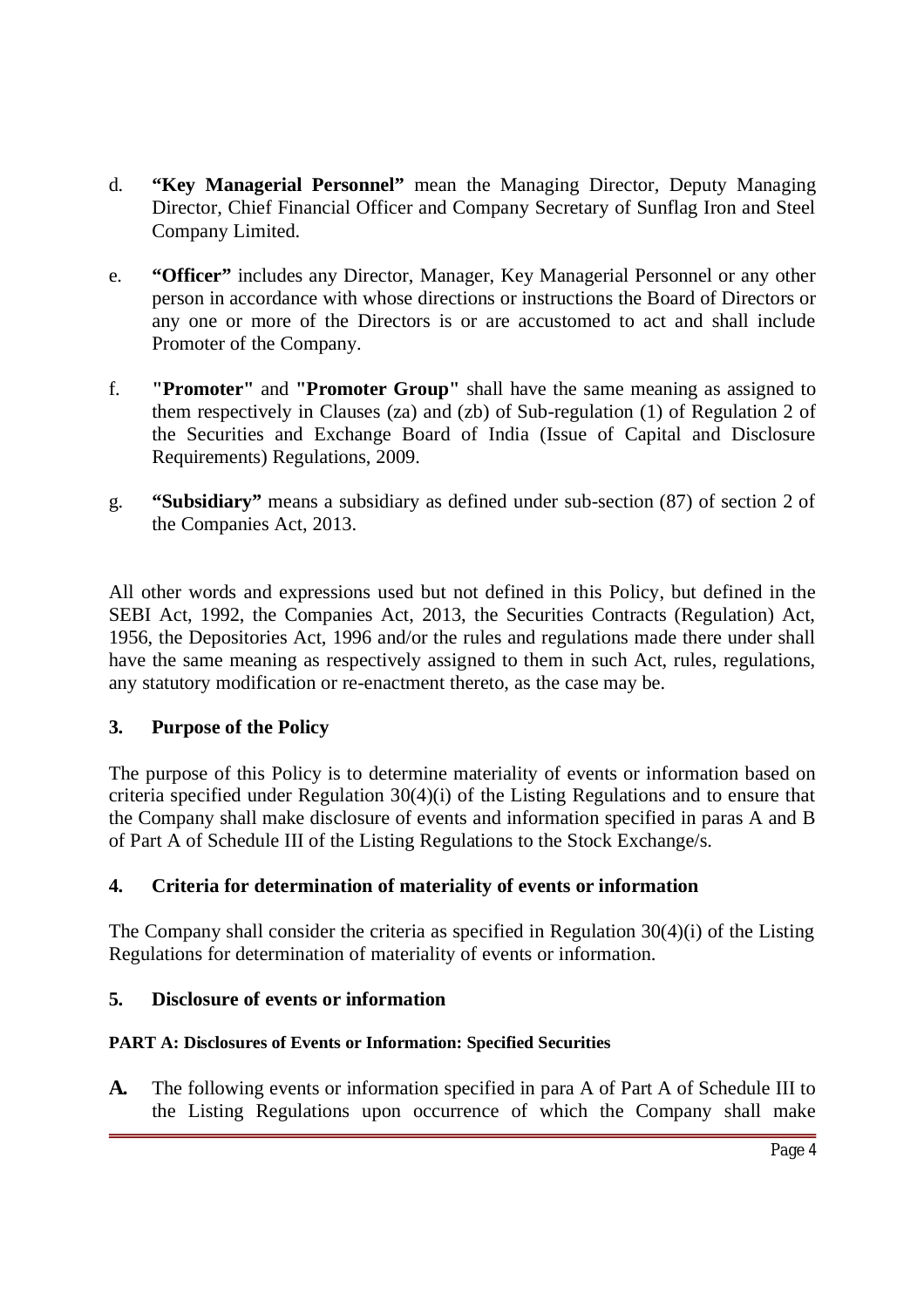d. **"Key Managerial Personnel"** mean the Managing Director, Deputy Managing Director, Chief Financial Officer and Company Secretary of Sunflag Iron and Steel Company Limited.

e. **"Officer"** includes any Director, Manager, Key Managerial Personnel or any other person in accordance with whose directions or instructions the Board of Directors or any one or more of the Directors is or are accustomed to act and shall include Promoter of the Company.

f. **"Promoter"** and **"Promoter Group"** shall have the same meaning as assigned to them respectively in Clauses (za) and (zb) of Sub-regulation (1) of Regulation 2 of the Securities and Exchange Board of India (Issue of Capital and Disclosure Requirements) Regulations, 2009.

g. **"Subsidiary"** means a subsidiary as defined under sub-section (87) of section 2 of the Companies Act, 2013.

All other words and expressions used but not defined in this Policy, but defined in the SEBI Act, 1992, the Companies Act, 2013, the Securities Contracts (Regulation) Act, 1956, the Depositories Act, 1996 and/or the rules and regulations made there under shall have the same meaning as respectively assigned to them in such Act, rules, regulations, any statutory modification or re-enactment thereto, as the case may be.

## 3. Purpose of the Policy

The purpose of this Policy is to determine materiality of events or information based on criteria specified under Regulation 30(4)(i) of the Listing Regulations and to ensure that the Company shall make disclosure of events and information specified in paras A and B of Part A of Schedule III of the Listing Regulations to the Stock Exchange/s.

## 4. Criteria for determination of materiality of events or information

The Company shall consider the criteria as specified in Regulation 30(4)(i) of the Listing Regulations for determination of materiality of events or information.

## 5. Disclosure of events or information

#### PART A: Disclosures of Events or Information: Specified Securities

**A.** The following events or information specified in para A of Part A of Schedule III to the Listing Regulations upon occurrence of which the Company shall make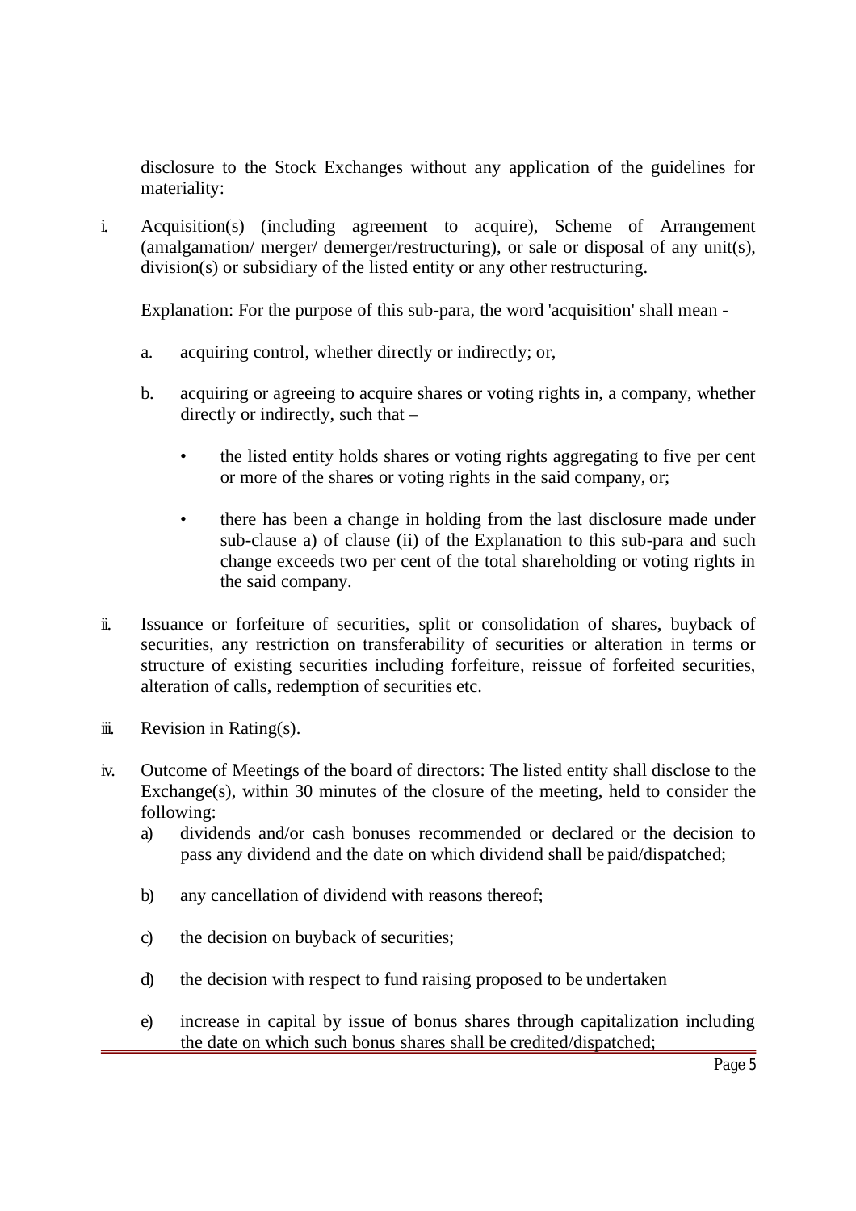disclosure to the Stock Exchanges without any application of the guidelines for materiality:

i. Acquisition(s) (including agreement to acquire), Scheme of Arrangement (amalgamation/ merger/ demerger/restructuring), or sale or disposal of any unit(s), division(s) or subsidiary of the listed entity or any other restructuring.

   Explanation: For the purpose of this sub-para, the word 'acquisition' shall mean -

   a. acquiring control, whether directly or indirectly; or,

   b. acquiring or agreeing to acquire shares or voting rights in, a company, whether directly or indirectly, such that –

      - the listed entity holds shares or voting rights aggregating to five per cent or more of the shares or voting rights in the said company, or;

      - there has been a change in holding from the last disclosure made under sub-clause a) of clause (ii) of the Explanation to this sub-para and such change exceeds two per cent of the total shareholding or voting rights in the said company.

ii. Issuance or forfeiture of securities, split or consolidation of shares, buyback of securities, any restriction on transferability of securities or alteration in terms or structure of existing securities including forfeiture, reissue of forfeited securities, alteration of calls, redemption of securities etc.

iii. Revision in Rating(s).

iv. Outcome of Meetings of the board of directors: The listed entity shall disclose to the Exchange(s), within 30 minutes of the closure of the meeting, held to consider the following:

   a) dividends and/or cash bonuses recommended or declared or the decision to pass any dividend and the date on which dividend shall be paid/dispatched;

   b) any cancellation of dividend with reasons thereof;

   c) the decision on buyback of securities;

   d) the decision with respect to fund raising proposed to be undertaken

   e) increase in capital by issue of bonus shares through capitalization including the date on which such bonus shares shall be credited/dispatched;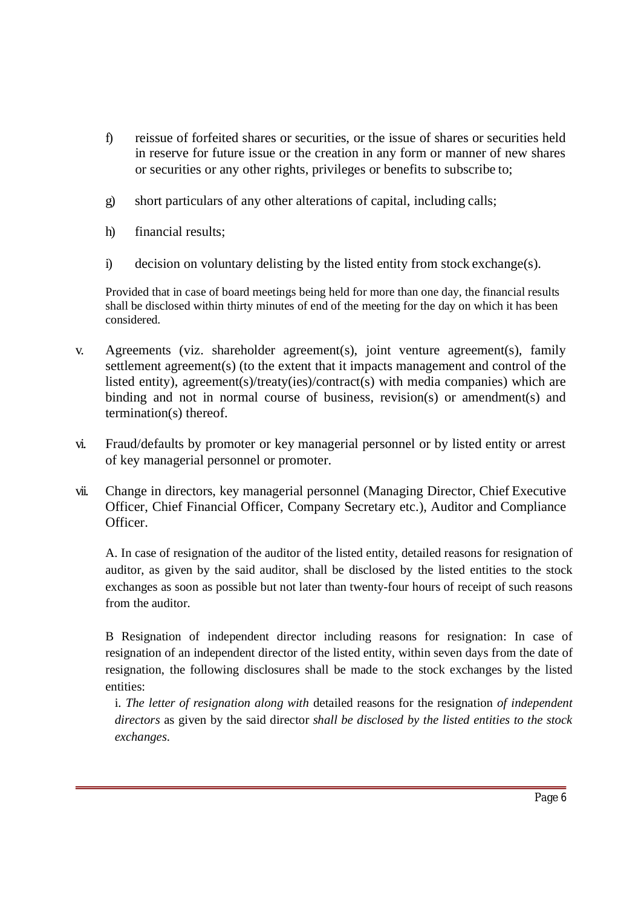f) reissue of forfeited shares or securities, or the issue of shares or securities held in reserve for future issue or the creation in any form or manner of new shares or securities or any other rights, privileges or benefits to subscribe to;

g) short particulars of any other alterations of capital, including calls;

h) financial results;

i) decision on voluntary delisting by the listed entity from stock exchange(s).

Provided that in case of board meetings being held for more than one day, the financial results shall be disclosed within thirty minutes of end of the meeting for the day on which it has been considered.

v. Agreements (viz. shareholder agreement(s), joint venture agreement(s), family settlement agreement(s) (to the extent that it impacts management and control of the listed entity), agreement(s)/treaty(ies)/contract(s) with media companies) which are binding and not in normal course of business, revision(s) or amendment(s) and termination(s) thereof.

vi. Fraud/defaults by promoter or key managerial personnel or by listed entity or arrest of key managerial personnel or promoter.

vii. Change in directors, key managerial personnel (Managing Director, Chief Executive Officer, Chief Financial Officer, Company Secretary etc.), Auditor and Compliance Officer.

A. In case of resignation of the auditor of the listed entity, detailed reasons for resignation of auditor, as given by the said auditor, shall be disclosed by the listed entities to the stock exchanges as soon as possible but not later than twenty-four hours of receipt of such reasons from the auditor.

B Resignation of independent director including reasons for resignation: In case of resignation of an independent director of the listed entity, within seven days from the date of resignation, the following disclosures shall be made to the stock exchanges by the listed entities:

i. *The letter of resignation along with* detailed reasons for the resignation *of independent directors* as given by the said director *shall be disclosed by the listed entities to the stock exchanges.*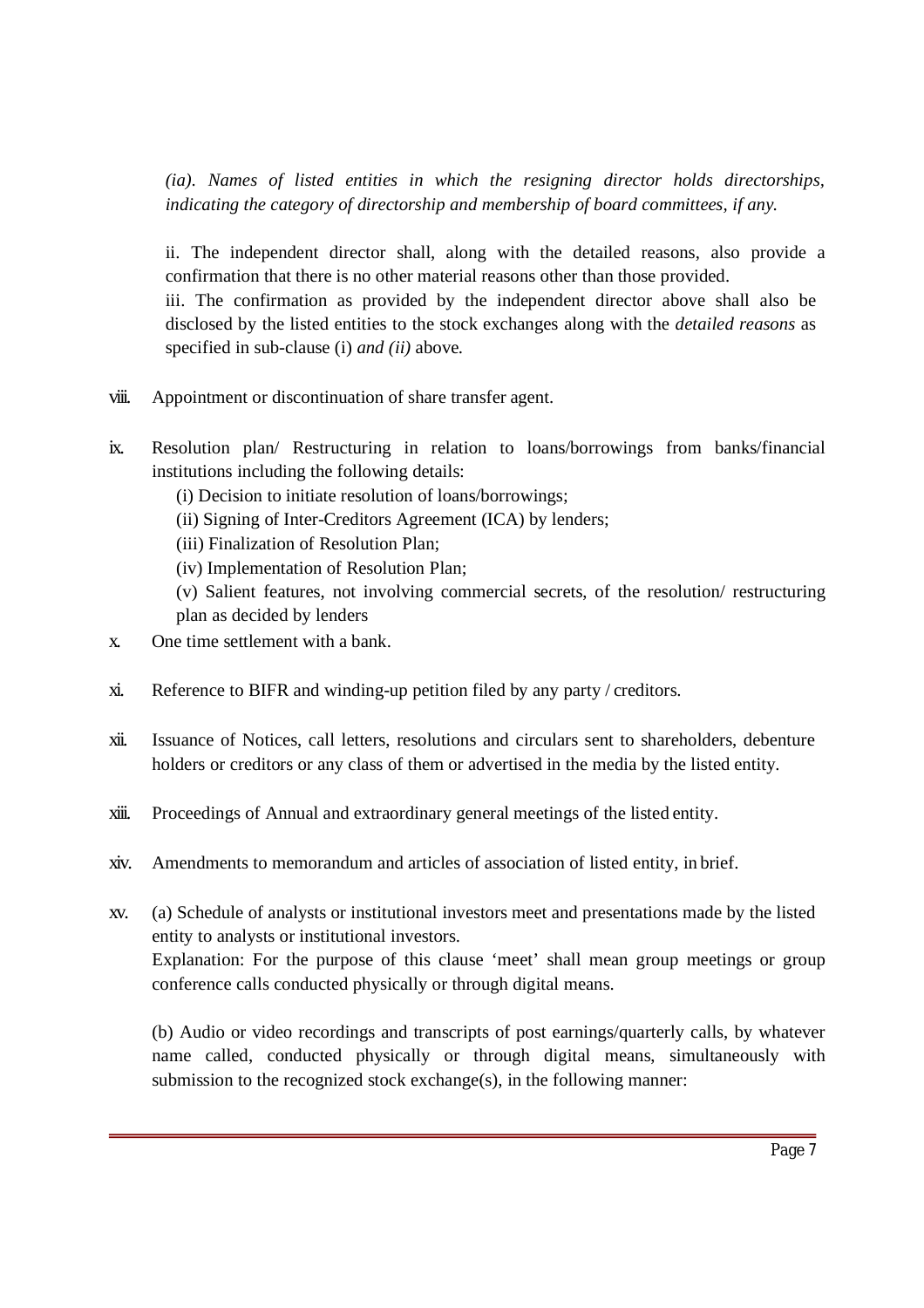*(ia). Names of listed entities in which the resigning director holds directorships, indicating the category of directorship and membership of board committees, if any.*

ii. The independent director shall, along with the detailed reasons, also provide a confirmation that there is no other material reasons other than those provided.

iii. The confirmation as provided by the independent director above shall also be disclosed by the listed entities to the stock exchanges along with the *detailed reasons* as specified in sub-clause (i) *and (ii)* above.

viii. Appointment or discontinuation of share transfer agent.

ix. Resolution plan/ Restructuring in relation to loans/borrowings from banks/financial institutions including the following details:

(i) Decision to initiate resolution of loans/borrowings;

(ii) Signing of Inter-Creditors Agreement (ICA) by lenders;

(iii) Finalization of Resolution Plan;

(iv) Implementation of Resolution Plan;

(v) Salient features, not involving commercial secrets, of the resolution/ restructuring plan as decided by lenders

x. One time settlement with a bank.

xi. Reference to BIFR and winding-up petition filed by any party / creditors.

xii. Issuance of Notices, call letters, resolutions and circulars sent to shareholders, debenture holders or creditors or any class of them or advertised in the media by the listed entity.

xiii. Proceedings of Annual and extraordinary general meetings of the listed entity.

xiv. Amendments to memorandum and articles of association of listed entity, in brief.

xv. (a) Schedule of analysts or institutional investors meet and presentations made by the listed entity to analysts or institutional investors.

Explanation: For the purpose of this clause 'meet' shall mean group meetings or group conference calls conducted physically or through digital means.

(b) Audio or video recordings and transcripts of post earnings/quarterly calls, by whatever name called, conducted physically or through digital means, simultaneously with submission to the recognized stock exchange(s), in the following manner: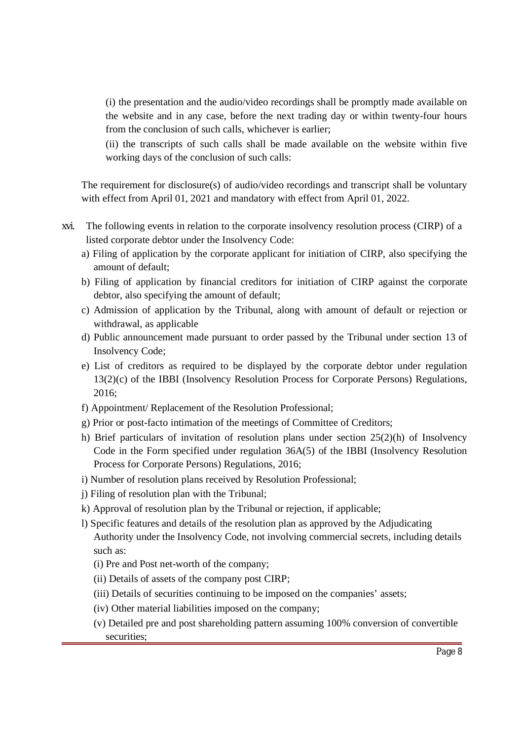(i) the presentation and the audio/video recordings shall be promptly made available on the website and in any case, before the next trading day or within twenty-four hours from the conclusion of such calls, whichever is earlier;

(ii) the transcripts of such calls shall be made available on the website within five working days of the conclusion of such calls:

The requirement for disclosure(s) of audio/video recordings and transcript shall be voluntary with effect from April 01, 2021 and mandatory with effect from April 01, 2022.

xvi. The following events in relation to the corporate insolvency resolution process (CIRP) of a listed corporate debtor under the Insolvency Code:

a) Filing of application by the corporate applicant for initiation of CIRP, also specifying the amount of default;

b) Filing of application by financial creditors for initiation of CIRP against the corporate debtor, also specifying the amount of default;

c) Admission of application by the Tribunal, along with amount of default or rejection or withdrawal, as applicable

d) Public announcement made pursuant to order passed by the Tribunal under section 13 of Insolvency Code;

e) List of creditors as required to be displayed by the corporate debtor under regulation 13(2)(c) of the IBBI (Insolvency Resolution Process for Corporate Persons) Regulations, 2016;

f) Appointment/ Replacement of the Resolution Professional;

g) Prior or post-facto intimation of the meetings of Committee of Creditors;

h) Brief particulars of invitation of resolution plans under section 25(2)(h) of Insolvency Code in the Form specified under regulation 36A(5) of the IBBI (Insolvency Resolution Process for Corporate Persons) Regulations, 2016;

i) Number of resolution plans received by Resolution Professional;

j) Filing of resolution plan with the Tribunal;

k) Approval of resolution plan by the Tribunal or rejection, if applicable;

l) Specific features and details of the resolution plan as approved by the Adjudicating Authority under the Insolvency Code, not involving commercial secrets, including details such as:

(i) Pre and Post net-worth of the company;

(ii) Details of assets of the company post CIRP;

(iii) Details of securities continuing to be imposed on the companies' assets;

(iv) Other material liabilities imposed on the company;

(v) Detailed pre and post shareholding pattern assuming 100% conversion of convertible securities;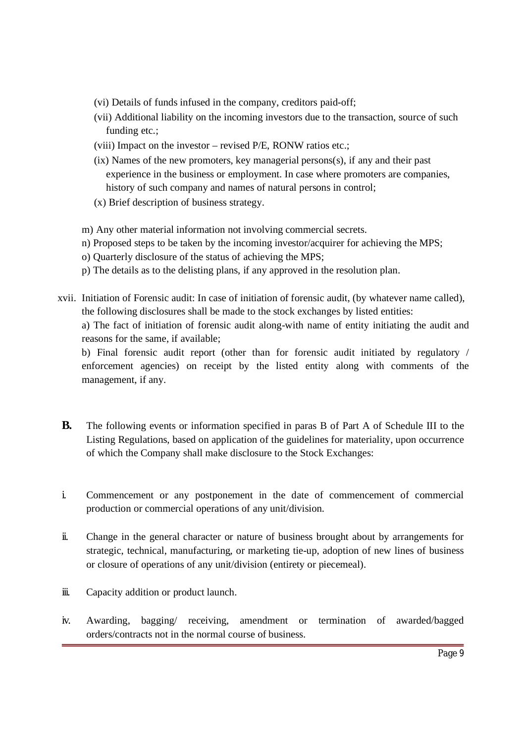(vi) Details of funds infused in the company, creditors paid-off;

(vii) Additional liability on the incoming investors due to the transaction, source of such funding etc.;

(viii) Impact on the investor – revised P/E, RONW ratios etc.;

(ix) Names of the new promoters, key managerial persons(s), if any and their past experience in the business or employment. In case where promoters are companies, history of such company and names of natural persons in control;

(x) Brief description of business strategy.

m) Any other material information not involving commercial secrets.

n) Proposed steps to be taken by the incoming investor/acquirer for achieving the MPS;

o) Quarterly disclosure of the status of achieving the MPS;

p) The details as to the delisting plans, if any approved in the resolution plan.

xvii. Initiation of Forensic audit: In case of initiation of forensic audit, (by whatever name called), the following disclosures shall be made to the stock exchanges by listed entities:

a) The fact of initiation of forensic audit along-with name of entity initiating the audit and reasons for the same, if available;

b) Final forensic audit report (other than for forensic audit initiated by regulatory / enforcement agencies) on receipt by the listed entity along with comments of the management, if any.

**B.** The following events or information specified in paras B of Part A of Schedule III to the Listing Regulations, based on application of the guidelines for materiality, upon occurrence of which the Company shall make disclosure to the Stock Exchanges:

i. Commencement or any postponement in the date of commencement of commercial production or commercial operations of any unit/division.

ii. Change in the general character or nature of business brought about by arrangements for strategic, technical, manufacturing, or marketing tie-up, adoption of new lines of business or closure of operations of any unit/division (entirety or piecemeal).

iii. Capacity addition or product launch.

iv. Awarding, bagging/ receiving, amendment or termination of awarded/bagged orders/contracts not in the normal course of business.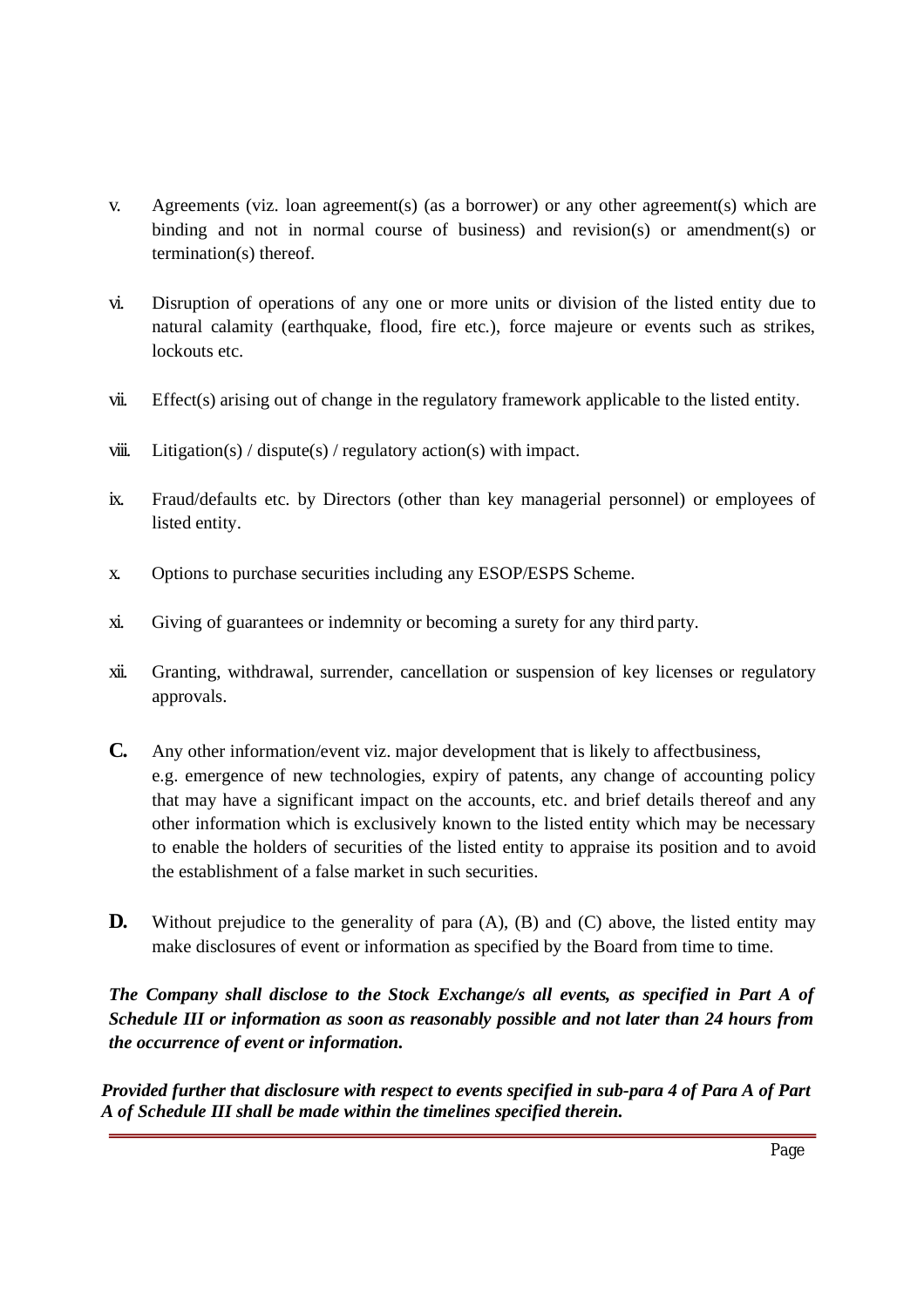v. Agreements (viz. loan agreement(s) (as a borrower) or any other agreement(s) which are binding and not in normal course of business) and revision(s) or amendment(s) or termination(s) thereof.

vi. Disruption of operations of any one or more units or division of the listed entity due to natural calamity (earthquake, flood, fire etc.), force majeure or events such as strikes, lockouts etc.

vii. Effect(s) arising out of change in the regulatory framework applicable to the listed entity.

viii. Litigation(s) / dispute(s) / regulatory action(s) with impact.

ix. Fraud/defaults etc. by Directors (other than key managerial personnel) or employees of listed entity.

x. Options to purchase securities including any ESOP/ESPS Scheme.

xi. Giving of guarantees or indemnity or becoming a surety for any third party.

xii. Granting, withdrawal, surrender, cancellation or suspension of key licenses or regulatory approvals.

**C.** Any other information/event viz. major development that is likely to affectbusiness, e.g. emergence of new technologies, expiry of patents, any change of accounting policy that may have a significant impact on the accounts, etc. and brief details thereof and any other information which is exclusively known to the listed entity which may be necessary to enable the holders of securities of the listed entity to appraise its position and to avoid the establishment of a false market in such securities.

**D.** Without prejudice to the generality of para (A), (B) and (C) above, the listed entity may make disclosures of event or information as specified by the Board from time to time.

***The Company shall disclose to the Stock Exchange/s all events, as specified in Part A of Schedule III or information as soon as reasonably possible and not later than 24 hours from the occurrence of event or information.***

***Provided further that disclosure with respect to events specified in sub-para 4 of Para A of Part A of Schedule III shall be made within the timelines specified therein.***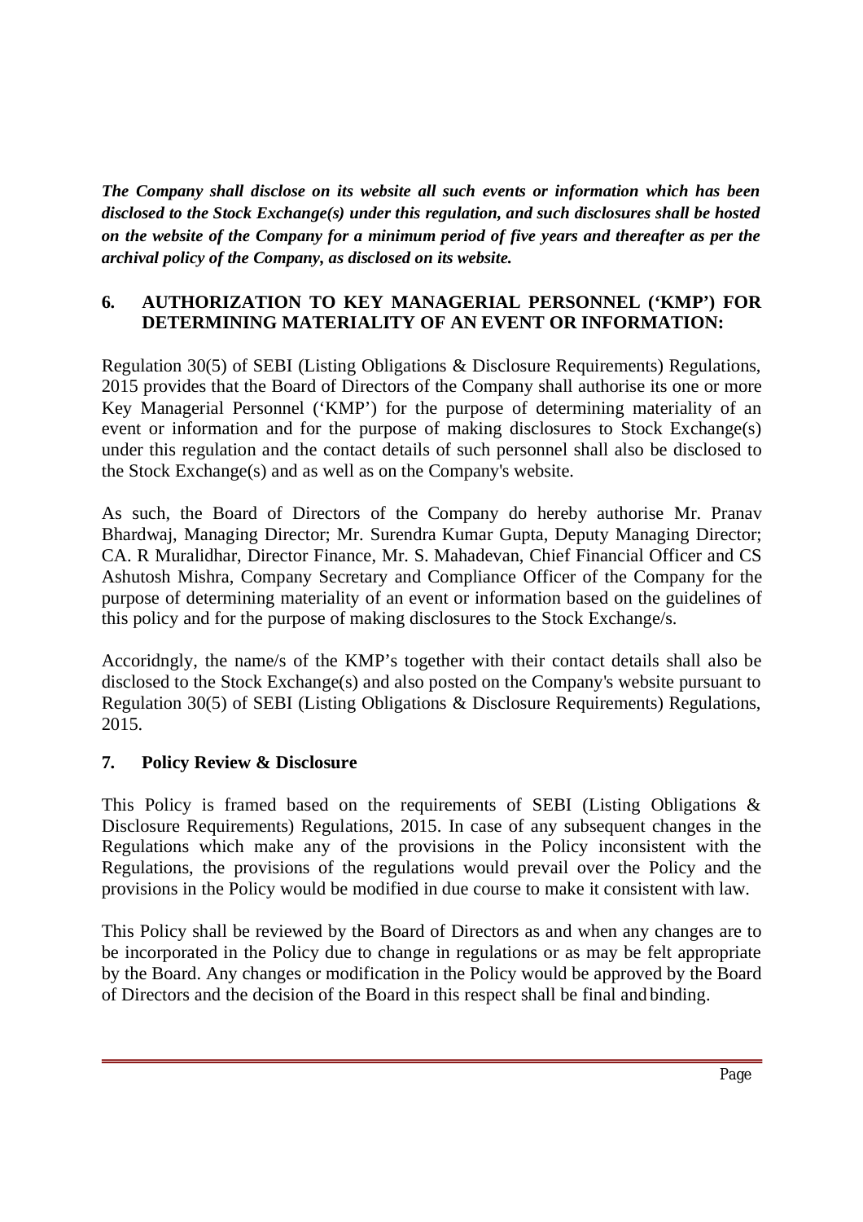***The Company shall disclose on its website all such events or information which has been disclosed to the Stock Exchange(s) under this regulation, and such disclosures shall be hosted on the website of the Company for a minimum period of five years and thereafter as per the archival policy of the Company, as disclosed on its website.***

## 6. AUTHORIZATION TO KEY MANAGERIAL PERSONNEL ('KMP') FOR DETERMINING MATERIALITY OF AN EVENT OR INFORMATION:

Regulation 30(5) of SEBI (Listing Obligations & Disclosure Requirements) Regulations, 2015 provides that the Board of Directors of the Company shall authorise its one or more Key Managerial Personnel ('KMP') for the purpose of determining materiality of an event or information and for the purpose of making disclosures to Stock Exchange(s) under this regulation and the contact details of such personnel shall also be disclosed to the Stock Exchange(s) and as well as on the Company's website.

As such, the Board of Directors of the Company do hereby authorise Mr. Pranav Bhardwaj, Managing Director; Mr. Surendra Kumar Gupta, Deputy Managing Director; CA. R Muralidhar, Director Finance, Mr. S. Mahadevan, Chief Financial Officer and CS Ashutosh Mishra, Company Secretary and Compliance Officer of the Company for the purpose of determining materiality of an event or information based on the guidelines of this policy and for the purpose of making disclosures to the Stock Exchange/s.

Accoridngly, the name/s of the KMP's together with their contact details shall also be disclosed to the Stock Exchange(s) and also posted on the Company's website pursuant to Regulation 30(5) of SEBI (Listing Obligations & Disclosure Requirements) Regulations, 2015.

## 7. Policy Review & Disclosure

This Policy is framed based on the requirements of SEBI (Listing Obligations & Disclosure Requirements) Regulations, 2015. In case of any subsequent changes in the Regulations which make any of the provisions in the Policy inconsistent with the Regulations, the provisions of the regulations would prevail over the Policy and the provisions in the Policy would be modified in due course to make it consistent with law.

This Policy shall be reviewed by the Board of Directors as and when any changes are to be incorporated in the Policy due to change in regulations or as may be felt appropriate by the Board. Any changes or modification in the Policy would be approved by the Board of Directors and the decision of the Board in this respect shall be final and binding.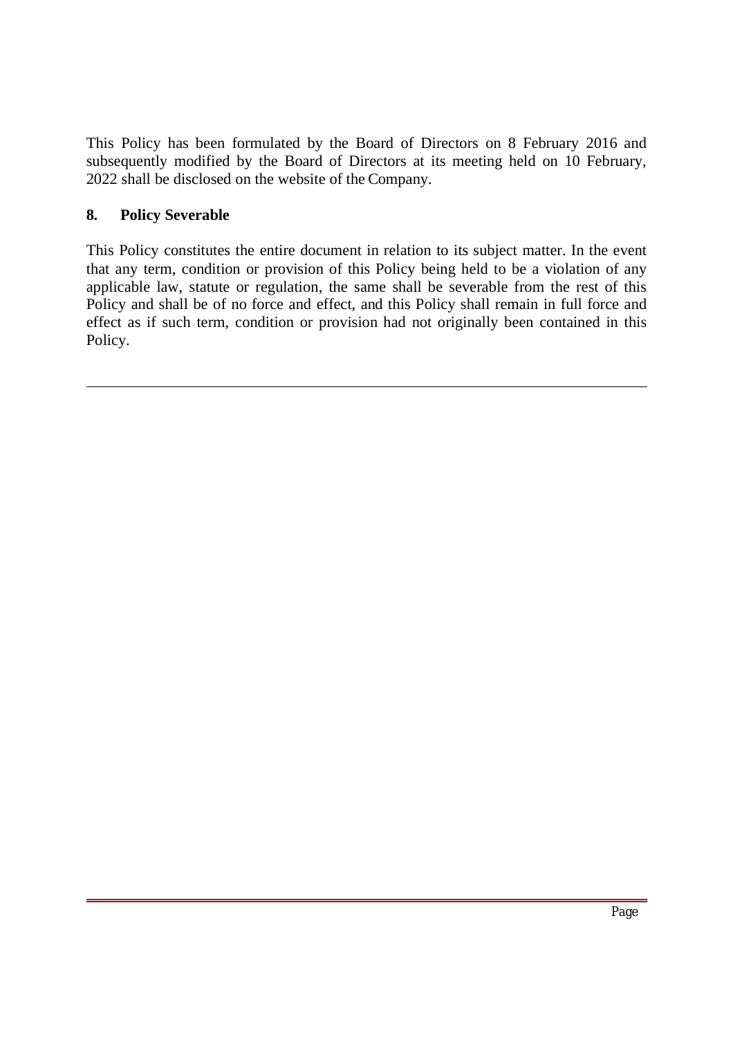This Policy has been formulated by the Board of Directors on 8 February 2016 and subsequently modified by the Board of Directors at its meeting held on 10 February, 2022 shall be disclosed on the website of the Company.

## 8. Policy Severable

This Policy constitutes the entire document in relation to its subject matter. In the event that any term, condition or provision of this Policy being held to be a violation of any applicable law, statute or regulation, the same shall be severable from the rest of this Policy and shall be of no force and effect, and this Policy shall remain in full force and effect as if such term, condition or provision had not originally been contained in this Policy.

---